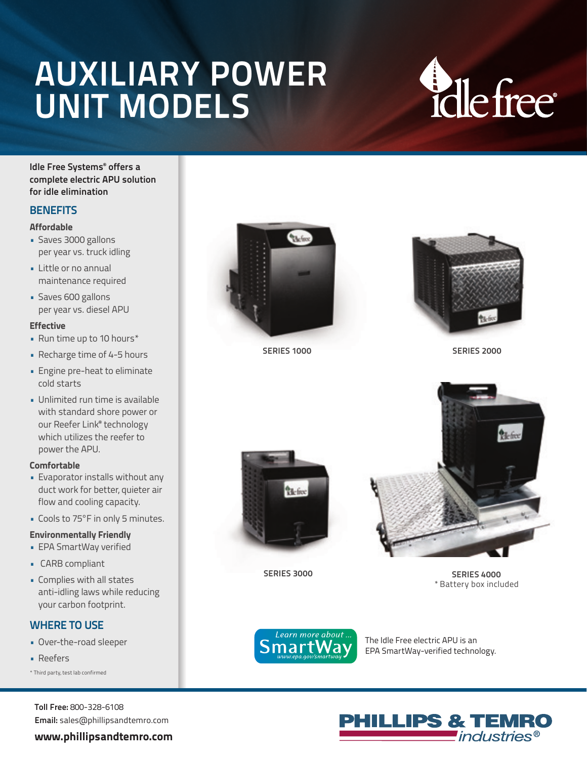# AUXILIARY POWER UNIT MODELS

idle free®

**Idle Free Systems® offers a complete electric APU solution for idle elimination**

## BENEFITS

### Affordable

- Saves 3000 gallons per year vs. truck idling
- Little or no annual maintenance required
- Saves 600 gallons per year vs. diesel APU

### Effective

- Run time up to 10 hours*
- Recharge time of 4-5 hours
- Engine pre-heat to eliminate cold starts
- Unlimited run time is available with standard shore power or our Reefer Link® technology which utilizes the reefer to power the APU.

### Comfortable

- Evaporator installs without any duct work for better, quieter air flow and cooling capacity.
- Cools to 75°F in only 5 minutes.

### Environmentally Friendly

- EPA SmartWay verified
- CARB compliant
- Complies with all states anti-idling laws while reducing your carbon footprint.

## WHERE TO USE

- Over-the-road sleeper
- Reefers

\* Third party, test lab confirmed

SERIES 1000

SERIES 2000

SERIES 3000

SERIES 4000
\* Battery box included

Learn more about ... SmartWay www.epa.gov/smartway

The Idle Free electric APU is an EPA SmartWay-verified technology.

**Toll Free:** 800-328-6108
**Email:** sales@phillipsandtemro.com
**www.phillipsandtemro.com**

PHILLIPS & TEMRO industries®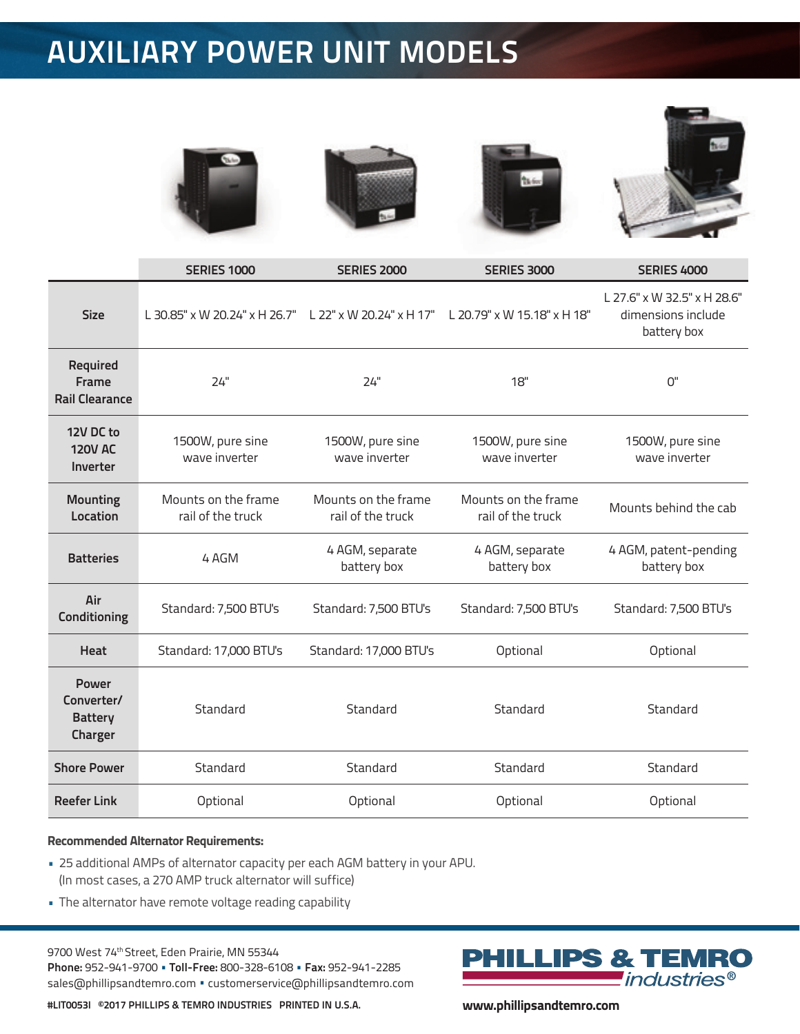# AUXILIARY POWER UNIT MODELS

| | SERIES 1000 | SERIES 2000 | SERIES 3000 | SERIES 4000 |
|---|---|---|---|---|
| **Size** | L 30.85" x W 20.24" x H 26.7" | L 22" x W 20.24" x H 17" | L 20.79" x W 15.18" x H 18" | L 27.6" x W 32.5" x H 28.6" dimensions include battery box |
| **Required Frame Rail Clearance** | 24" | 24" | 18" | 0" |
| **12V DC to 120V AC Inverter** | 1500W, pure sine wave inverter | 1500W, pure sine wave inverter | 1500W, pure sine wave inverter | 1500W, pure sine wave inverter |
| **Mounting Location** | Mounts on the frame rail of the truck | Mounts on the frame rail of the truck | Mounts on the frame rail of the truck | Mounts behind the cab |
| **Batteries** | 4 AGM | 4 AGM, separate battery box | 4 AGM, separate battery box | 4 AGM, patent-pending battery box |
| **Air Conditioning** | Standard: 7,500 BTU's | Standard: 7,500 BTU's | Standard: 7,500 BTU's | Standard: 7,500 BTU's |
| **Heat** | Standard: 17,000 BTU's | Standard: 17,000 BTU's | Optional | Optional |
| **Power Converter/ Battery Charger** | Standard | Standard | Standard | Standard |
| **Shore Power** | Standard | Standard | Standard | Standard |
| **Reefer Link** | Optional | Optional | Optional | Optional |

**Recommended Alternator Requirements:**

- 25 additional AMPs of alternator capacity per each AGM battery in your APU. (In most cases, a 270 AMP truck alternator will suffice)
- The alternator have remote voltage reading capability

9700 West 74th Street, Eden Prairie, MN 55344
**Phone:** 952-941-9700 ▪ **Toll-Free:** 800-328-6108 ▪ **Fax:** 952-941-2285
sales@phillipsandtemro.com ▪ customerservice@phillipsandtemro.com

**#LIT0053I ©2017 PHILLIPS & TEMRO INDUSTRIES PRINTED IN U.S.A.**

**PHILLIPS & TEMRO** *industries®*

**www.phillipsandtemro.com**